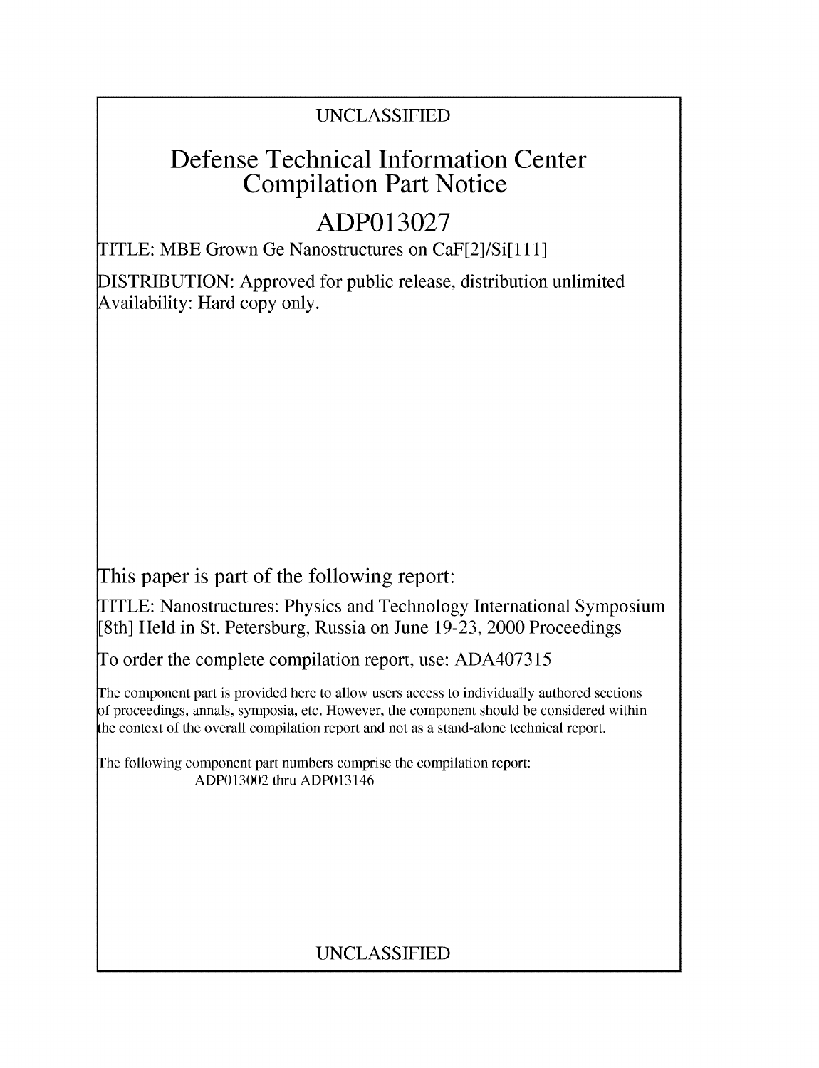UNCLASSIFIED

# Defense Technical Information Center Compilation Part Notice

# ADP013027

TITLE: MBE Grown Ge Nanostructures on CaF[2]/Si[111]

DISTRIBUTION: Approved for public release, distribution unlimited
Availability: Hard copy only.

This paper is part of the following report:

TITLE: Nanostructures: Physics and Technology International Symposium [8th] Held in St. Petersburg, Russia on June 19-23, 2000 Proceedings

To order the complete compilation report, use: ADA407315

The component part is provided here to allow users access to individually authored sections of proceedings, annals, symposia, etc. However, the component should be considered within the context of the overall compilation report and not as a stand-alone technical report.

The following component part numbers comprise the compilation report:
ADP013002 thru ADP013146

UNCLASSIFIED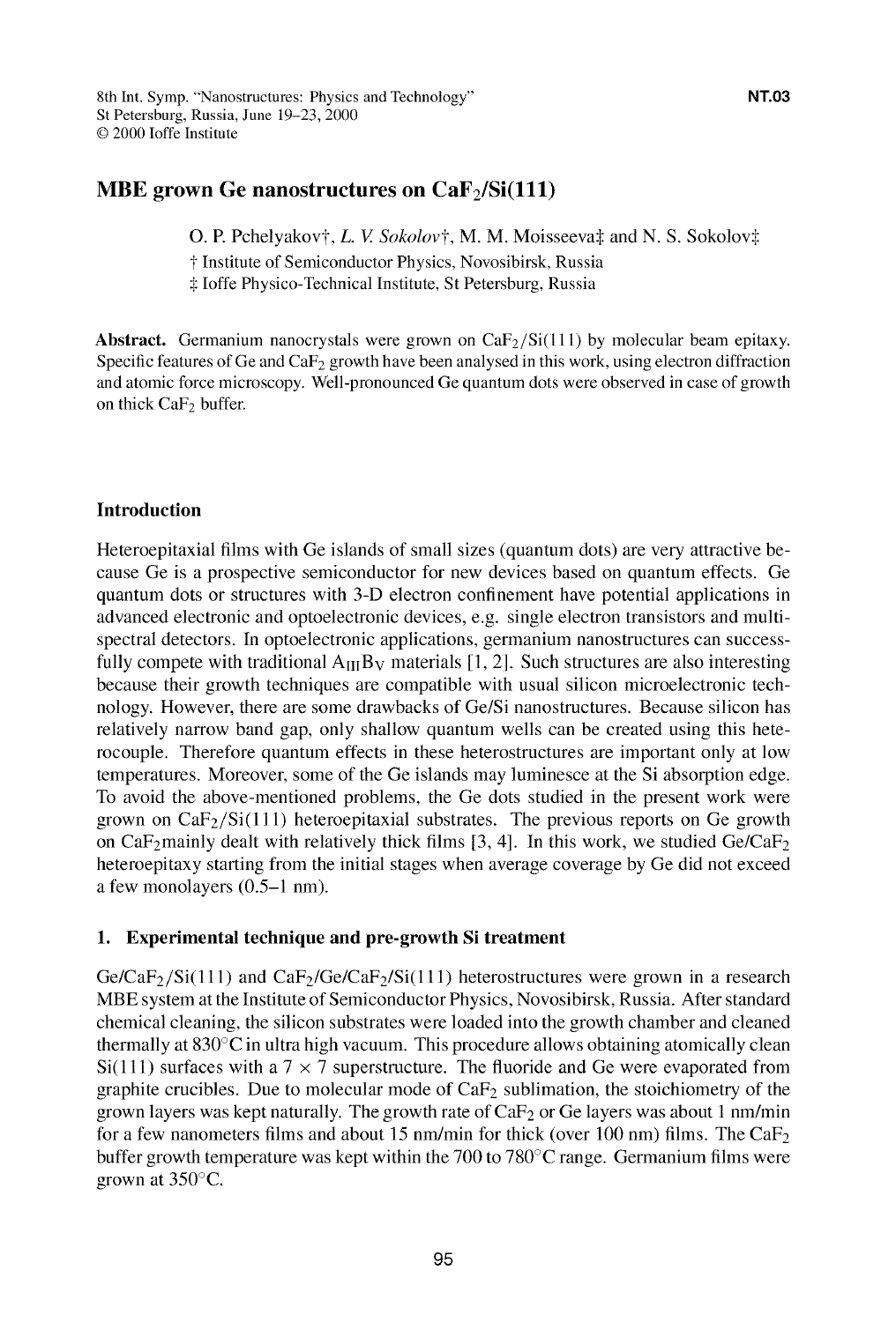# MBE grown Ge nanostructures on $CaF_2$/Si(111)

O. P. Pchelyakov†, *L. V. Sokolov*†, M. M. Moisseeva‡ and N. S. Sokolov‡

† Institute of Semiconductor Physics, Novosibirsk, Russia
‡ Ioffe Physico-Technical Institute, St Petersburg, Russia

**Abstract.** Germanium nanocrystals were grown on $CaF_2$/Si(111) by molecular beam epitaxy. Specific features of Ge and $CaF_2$ growth have been analysed in this work, using electron diffraction and atomic force microscopy. Well-pronounced Ge quantum dots were observed in case of growth on thick $CaF_2$ buffer.

## Introduction

Heteroepitaxial films with Ge islands of small sizes (quantum dots) are very attractive because Ge is a prospective semiconductor for new devices based on quantum effects. Ge quantum dots or structures with 3-D electron confinement have potential applications in advanced electronic and optoelectronic devices, e.g. single electron transistors and multispectral detectors. In optoelectronic applications, germanium nanostructures can successfully compete with traditional $A_{III}B_V$ materials [1, 2]. Such structures are also interesting because their growth techniques are compatible with usual silicon microelectronic technology. However, there are some drawbacks of Ge/Si nanostructures. Because silicon has relatively narrow band gap, only shallow quantum wells can be created using this heterocouple. Therefore quantum effects in these heterostructures are important only at low temperatures. Moreover, some of the Ge islands may luminesce at the Si absorption edge. To avoid the above-mentioned problems, the Ge dots studied in the present work were grown on $CaF_2$/Si(111) heteroepitaxial substrates. The previous reports on Ge growth on $CaF_2$mainly dealt with relatively thick films [3, 4]. In this work, we studied Ge/$CaF_2$ heteroepitaxy starting from the initial stages when average coverage by Ge did not exceed a few monolayers (0.5–1 nm).

## 1. Experimental technique and pre-growth Si treatment

Ge/$CaF_2$/Si(111) and $CaF_2$/Ge/$CaF_2$/Si(111) heterostructures were grown in a research MBE system at the Institute of Semiconductor Physics, Novosibirsk, Russia. After standard chemical cleaning, the silicon substrates were loaded into the growth chamber and cleaned thermally at 830°C in ultra high vacuum. This procedure allows obtaining atomically clean Si(111) surfaces with a $7 \times 7$ superstructure. The fluoride and Ge were evaporated from graphite crucibles. Due to molecular mode of $CaF_2$ sublimation, the stoichiometry of the grown layers was kept naturally. The growth rate of $CaF_2$ or Ge layers was about 1 nm/min for a few nanometers films and about 15 nm/min for thick (over 100 nm) films. The $CaF_2$ buffer growth temperature was kept within the 700 to 780°C range. Germanium films were grown at 350°C.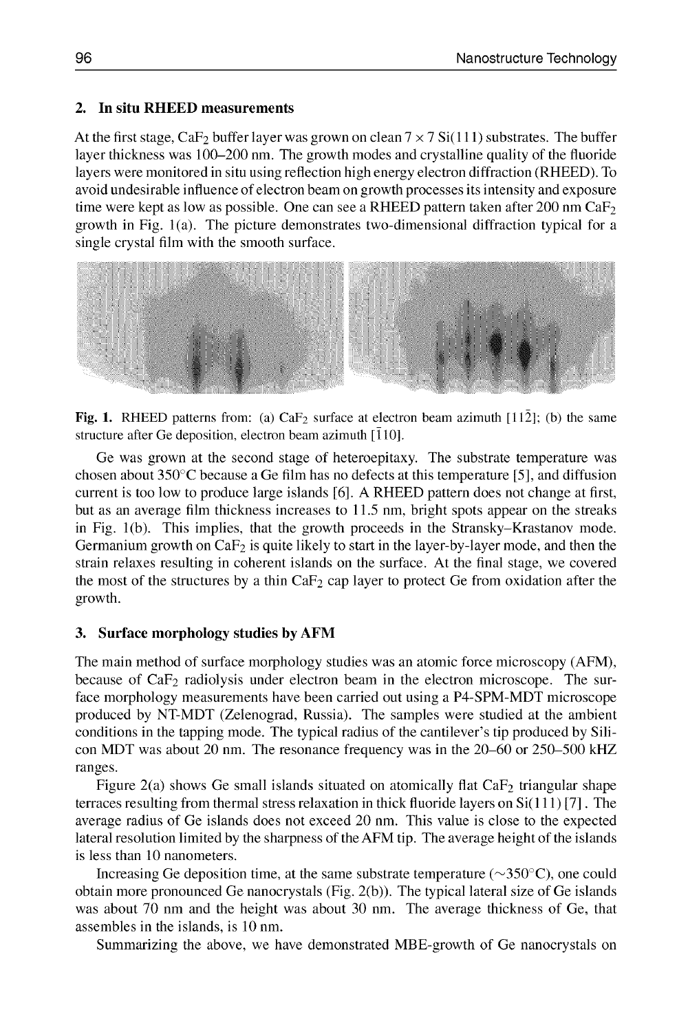## 2. In situ RHEED measurements

At the first stage, $CaF_2$ buffer layer was grown on clean $7 \times 7$ Si(111) substrates. The buffer layer thickness was 100–200 nm. The growth modes and crystalline quality of the fluoride layers were monitored in situ using reflection high energy electron diffraction (RHEED). To avoid undesirable influence of electron beam on growth processes its intensity and exposure time were kept as low as possible. One can see a RHEED pattern taken after 200 nm $CaF_2$ growth in Fig. 1(a). The picture demonstrates two-dimensional diffraction typical for a single crystal film with the smooth surface.

**Fig. 1.** RHEED patterns from: (a) $CaF_2$ surface at electron beam azimuth $[11\bar{2}]$; (b) the same structure after Ge deposition, electron beam azimuth $[\bar{1}10]$.

Ge was grown at the second stage of heteroepitaxy. The substrate temperature was chosen about 350°C because a Ge film has no defects at this temperature [5], and diffusion current is too low to produce large islands [6]. A RHEED pattern does not change at first, but as an average film thickness increases to 11.5 nm, bright spots appear on the streaks in Fig. 1(b). This implies, that the growth proceeds in the Stransky–Krastanov mode. Germanium growth on $CaF_2$ is quite likely to start in the layer-by-layer mode, and then the strain relaxes resulting in coherent islands on the surface. At the final stage, we covered the most of the structures by a thin $CaF_2$ cap layer to protect Ge from oxidation after the growth.

## 3. Surface morphology studies by AFM

The main method of surface morphology studies was an atomic force microscopy (AFM), because of $CaF_2$ radiolysis under electron beam in the electron microscope. The surface morphology measurements have been carried out using a P4-SPM-MDT microscope produced by NT-MDT (Zelenograd, Russia). The samples were studied at the ambient conditions in the tapping mode. The typical radius of the cantilever's tip produced by Silicon MDT was about 20 nm. The resonance frequency was in the 20–60 or 250–500 kHZ ranges.

Figure 2(a) shows Ge small islands situated on atomically flat $CaF_2$ triangular shape terraces resulting from thermal stress relaxation in thick fluoride layers on Si(111) [7]. The average radius of Ge islands does not exceed 20 nm. This value is close to the expected lateral resolution limited by the sharpness of the AFM tip. The average height of the islands is less than 10 nanometers.

Increasing Ge deposition time, at the same substrate temperature (~350°C), one could obtain more pronounced Ge nanocrystals (Fig. 2(b)). The typical lateral size of Ge islands was about 70 nm and the height was about 30 nm. The average thickness of Ge, that assembles in the islands, is 10 nm.

Summarizing the above, we have demonstrated MBE-growth of Ge nanocrystals on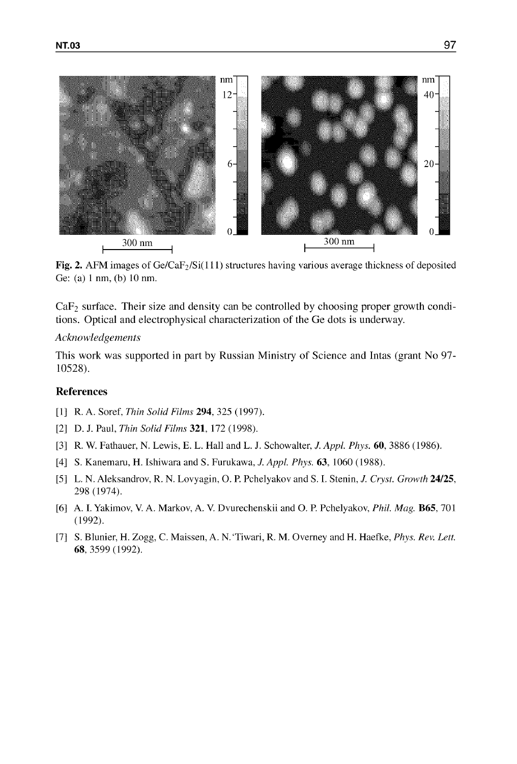nm
12
6
0
300 nm

nm
40
20
0
300 nm

**Fig. 2.** AFM images of Ge/$CaF_2$/Si(111) structures having various average thickness of deposited Ge: (a) 1 nm, (b) 10 nm.

$CaF_2$ surface. Their size and density can be controlled by choosing proper growth conditions. Optical and electrophysical characterization of the Ge dots is underway.

*Acknowledgements*

This work was supported in part by Russian Ministry of Science and Intas (grant No 97-10528).

## References

[1] R. A. Soref, *Thin Solid Films* **294**, 325 (1997).

[2] D. J. Paul, *Thin Solid Films* **321**, 172 (1998).

[3] R. W. Fathauer, N. Lewis, E. L. Hall and L. J. Schowalter, *J. Appl. Phys.* **60**, 3886 (1986).

[4] S. Kanemaru, H. Ishiwara and S. Furukawa, *J. Appl. Phys.* **63**, 1060 (1988).

[5] L. N. Aleksandrov, R. N. Lovyagin, O. P. Pchelyakov and S. I. Stenin, *J. Cryst. Growth* **24/25**, 298 (1974).

[6] A. I. Yakimov, V. A. Markov, A. V. Dvurechenskii and O. P. Pchelyakov, *Phil. Mag.* **B65**, 701 (1992).

[7] S. Blunier, H. Zogg, C. Maissen, A. N. Tiwari, R. M. Overney and H. Haefke, *Phys. Rev. Lett.* **68**, 3599 (1992).